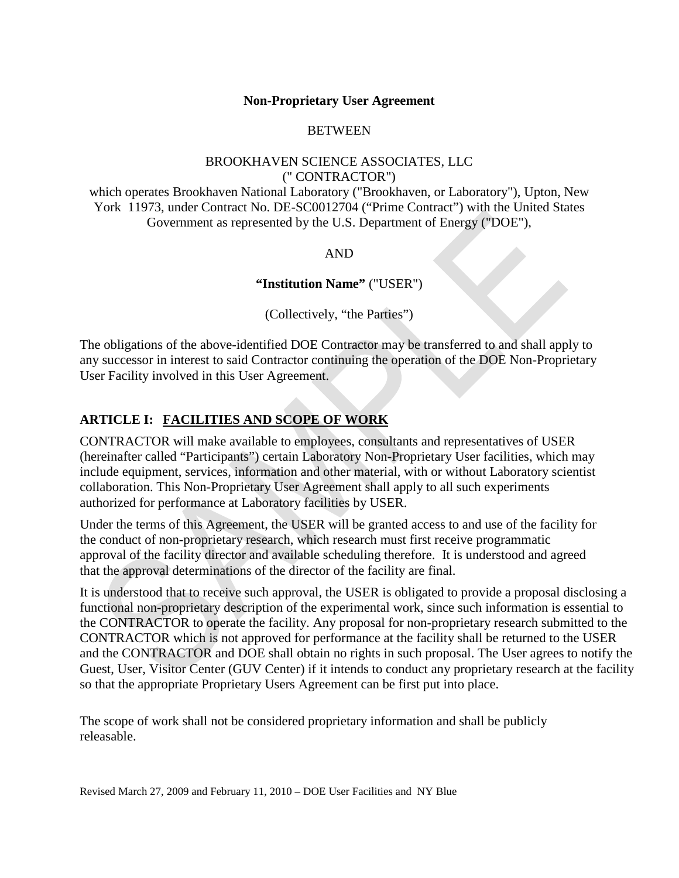**Non-Proprietary User Agreement**

BETWEEN

BROOKHAVEN SCIENCE ASSOCIATES, LLC
(" CONTRACTOR")
which operates Brookhaven National Laboratory ("Brookhaven, or Laboratory"), Upton, New York 11973, under Contract No. DE-SC0012704 ("Prime Contract") with the United States Government as represented by the U.S. Department of Energy ("DOE"),

AND

**"Institution Name"** ("USER")

(Collectively, "the Parties")

The obligations of the above-identified DOE Contractor may be transferred to and shall apply to any successor in interest to said Contractor continuing the operation of the DOE Non-Proprietary User Facility involved in this User Agreement.

## ARTICLE I: FACILITIES AND SCOPE OF WORK

CONTRACTOR will make available to employees, consultants and representatives of USER (hereinafter called "Participants") certain Laboratory Non-Proprietary User facilities, which may include equipment, services, information and other material, with or without Laboratory scientist collaboration. This Non-Proprietary User Agreement shall apply to all such experiments authorized for performance at Laboratory facilities by USER.

Under the terms of this Agreement, the USER will be granted access to and use of the facility for the conduct of non-proprietary research, which research must first receive programmatic approval of the facility director and available scheduling therefore. It is understood and agreed that the approval determinations of the director of the facility are final.

It is understood that to receive such approval, the USER is obligated to provide a proposal disclosing a functional non-proprietary description of the experimental work, since such information is essential to the CONTRACTOR to operate the facility. Any proposal for non-proprietary research submitted to the CONTRACTOR which is not approved for performance at the facility shall be returned to the USER and the CONTRACTOR and DOE shall obtain no rights in such proposal. The User agrees to notify the Guest, User, Visitor Center (GUV Center) if it intends to conduct any proprietary research at the facility so that the appropriate Proprietary Users Agreement can be first put into place.

The scope of work shall not be considered proprietary information and shall be publicly releasable.

Revised March 27, 2009 and February 11, 2010 – DOE User Facilities and NY Blue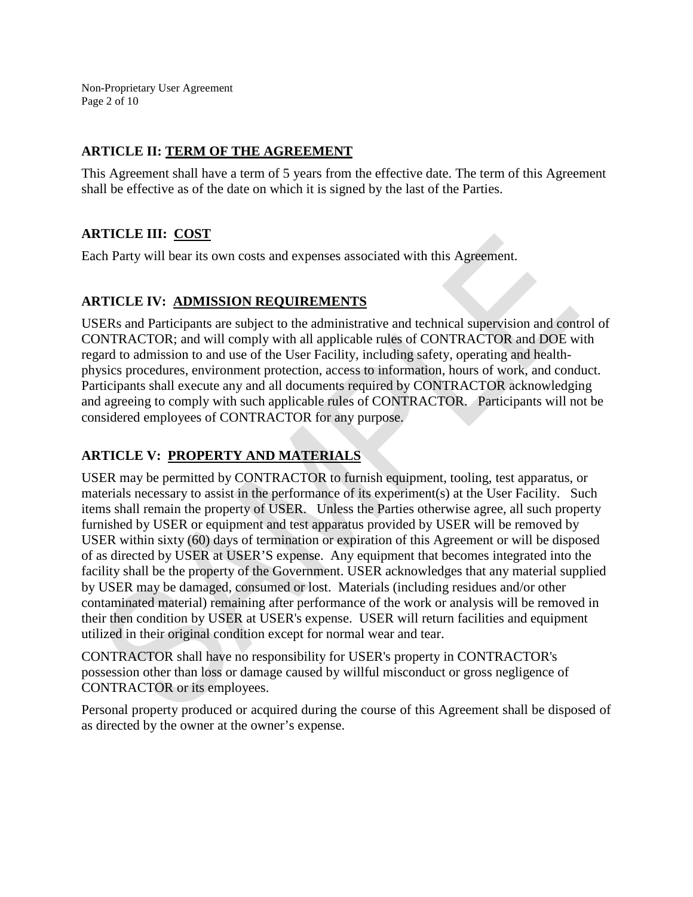## ARTICLE II: TERM OF THE AGREEMENT

This Agreement shall have a term of 5 years from the effective date. The term of this Agreement shall be effective as of the date on which it is signed by the last of the Parties.

## ARTICLE III: COST

Each Party will bear its own costs and expenses associated with this Agreement.

## ARTICLE IV: ADMISSION REQUIREMENTS

USERs and Participants are subject to the administrative and technical supervision and control of CONTRACTOR; and will comply with all applicable rules of CONTRACTOR and DOE with regard to admission to and use of the User Facility, including safety, operating and health-physics procedures, environment protection, access to information, hours of work, and conduct. Participants shall execute any and all documents required by CONTRACTOR acknowledging and agreeing to comply with such applicable rules of CONTRACTOR. Participants will not be considered employees of CONTRACTOR for any purpose.

## ARTICLE V: PROPERTY AND MATERIALS

USER may be permitted by CONTRACTOR to furnish equipment, tooling, test apparatus, or materials necessary to assist in the performance of its experiment(s) at the User Facility. Such items shall remain the property of USER. Unless the Parties otherwise agree, all such property furnished by USER or equipment and test apparatus provided by USER will be removed by USER within sixty (60) days of termination or expiration of this Agreement or will be disposed of as directed by USER at USER'S expense. Any equipment that becomes integrated into the facility shall be the property of the Government. USER acknowledges that any material supplied by USER may be damaged, consumed or lost. Materials (including residues and/or other contaminated material) remaining after performance of the work or analysis will be removed in their then condition by USER at USER's expense. USER will return facilities and equipment utilized in their original condition except for normal wear and tear.

CONTRACTOR shall have no responsibility for USER's property in CONTRACTOR's possession other than loss or damage caused by willful misconduct or gross negligence of CONTRACTOR or its employees.

Personal property produced or acquired during the course of this Agreement shall be disposed of as directed by the owner at the owner's expense.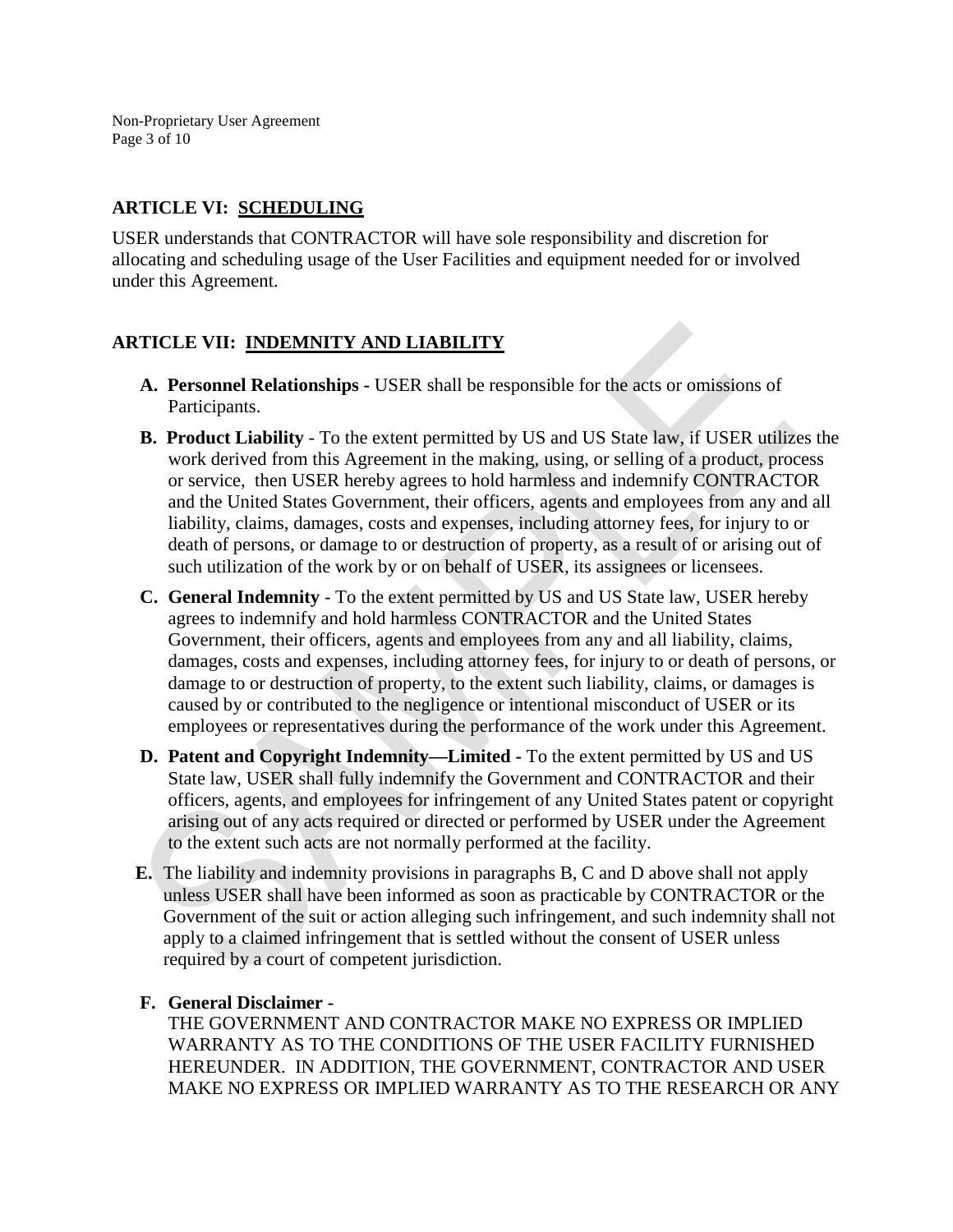## ARTICLE VI: SCHEDULING

USER understands that CONTRACTOR will have sole responsibility and discretion for allocating and scheduling usage of the User Facilities and equipment needed for or involved under this Agreement.

## ARTICLE VII: INDEMNITY AND LIABILITY

**A. Personnel Relationships -** USER shall be responsible for the acts or omissions of Participants.

**B. Product Liability** - To the extent permitted by US and US State law, if USER utilizes the work derived from this Agreement in the making, using, or selling of a product, process or service, then USER hereby agrees to hold harmless and indemnify CONTRACTOR and the United States Government, their officers, agents and employees from any and all liability, claims, damages, costs and expenses, including attorney fees, for injury to or death of persons, or damage to or destruction of property, as a result of or arising out of such utilization of the work by or on behalf of USER, its assignees or licensees.

**C. General Indemnity** - To the extent permitted by US and US State law, USER hereby agrees to indemnify and hold harmless CONTRACTOR and the United States Government, their officers, agents and employees from any and all liability, claims, damages, costs and expenses, including attorney fees, for injury to or death of persons, or damage to or destruction of property, to the extent such liability, claims, or damages is caused by or contributed to the negligence or intentional misconduct of USER or its employees or representatives during the performance of the work under this Agreement.

**D. Patent and Copyright Indemnity—Limited -** To the extent permitted by US and US State law, USER shall fully indemnify the Government and CONTRACTOR and their officers, agents, and employees for infringement of any United States patent or copyright arising out of any acts required or directed or performed by USER under the Agreement to the extent such acts are not normally performed at the facility.

**E.** The liability and indemnity provisions in paragraphs B, C and D above shall not apply unless USER shall have been informed as soon as practicable by CONTRACTOR or the Government of the suit or action alleging such infringement, and such indemnity shall not apply to a claimed infringement that is settled without the consent of USER unless required by a court of competent jurisdiction.

**F. General Disclaimer -**
THE GOVERNMENT AND CONTRACTOR MAKE NO EXPRESS OR IMPLIED WARRANTY AS TO THE CONDITIONS OF THE USER FACILITY FURNISHED HEREUNDER. IN ADDITION, THE GOVERNMENT, CONTRACTOR AND USER MAKE NO EXPRESS OR IMPLIED WARRANTY AS TO THE RESEARCH OR ANY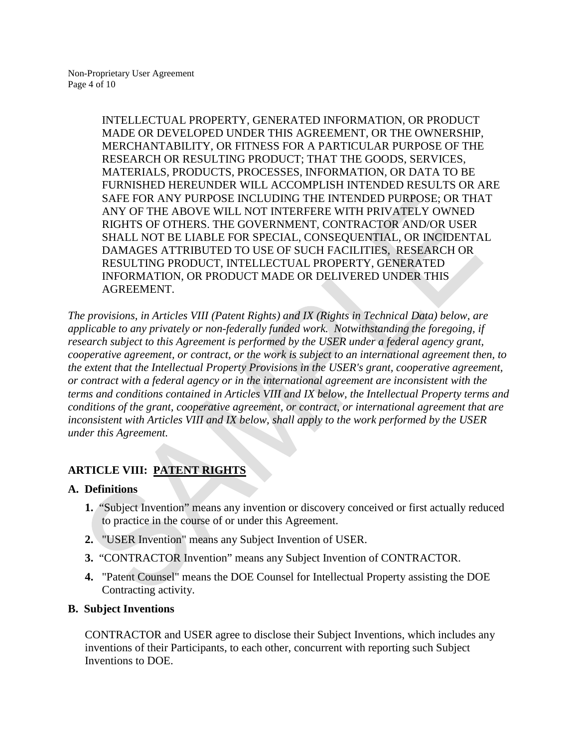INTELLECTUAL PROPERTY, GENERATED INFORMATION, OR PRODUCT MADE OR DEVELOPED UNDER THIS AGREEMENT, OR THE OWNERSHIP, MERCHANTABILITY, OR FITNESS FOR A PARTICULAR PURPOSE OF THE RESEARCH OR RESULTING PRODUCT; THAT THE GOODS, SERVICES, MATERIALS, PRODUCTS, PROCESSES, INFORMATION, OR DATA TO BE FURNISHED HEREUNDER WILL ACCOMPLISH INTENDED RESULTS OR ARE SAFE FOR ANY PURPOSE INCLUDING THE INTENDED PURPOSE; OR THAT ANY OF THE ABOVE WILL NOT INTERFERE WITH PRIVATELY OWNED RIGHTS OF OTHERS. THE GOVERNMENT, CONTRACTOR AND/OR USER SHALL NOT BE LIABLE FOR SPECIAL, CONSEQUENTIAL, OR INCIDENTAL DAMAGES ATTRIBUTED TO USE OF SUCH FACILITIES, RESEARCH OR RESULTING PRODUCT, INTELLECTUAL PROPERTY, GENERATED INFORMATION, OR PRODUCT MADE OR DELIVERED UNDER THIS AGREEMENT.

*The provisions, in Articles VIII (Patent Rights) and IX (Rights in Technical Data) below, are applicable to any privately or non-federally funded work. Notwithstanding the foregoing, if research subject to this Agreement is performed by the USER under a federal agency grant, cooperative agreement, or contract, or the work is subject to an international agreement then, to the extent that the Intellectual Property Provisions in the USER's grant, cooperative agreement, or contract with a federal agency or in the international agreement are inconsistent with the terms and conditions contained in Articles VIII and IX below, the Intellectual Property terms and conditions of the grant, cooperative agreement, or contract, or international agreement that are inconsistent with Articles VIII and IX below, shall apply to the work performed by the USER under this Agreement.*

## ARTICLE VIII: PATENT RIGHTS

### A. Definitions

1. "Subject Invention" means any invention or discovery conceived or first actually reduced to practice in the course of or under this Agreement.
2. "USER Invention" means any Subject Invention of USER.
3. "CONTRACTOR Invention" means any Subject Invention of CONTRACTOR.
4. "Patent Counsel" means the DOE Counsel for Intellectual Property assisting the DOE Contracting activity.

### B. Subject Inventions

CONTRACTOR and USER agree to disclose their Subject Inventions, which includes any inventions of their Participants, to each other, concurrent with reporting such Subject Inventions to DOE.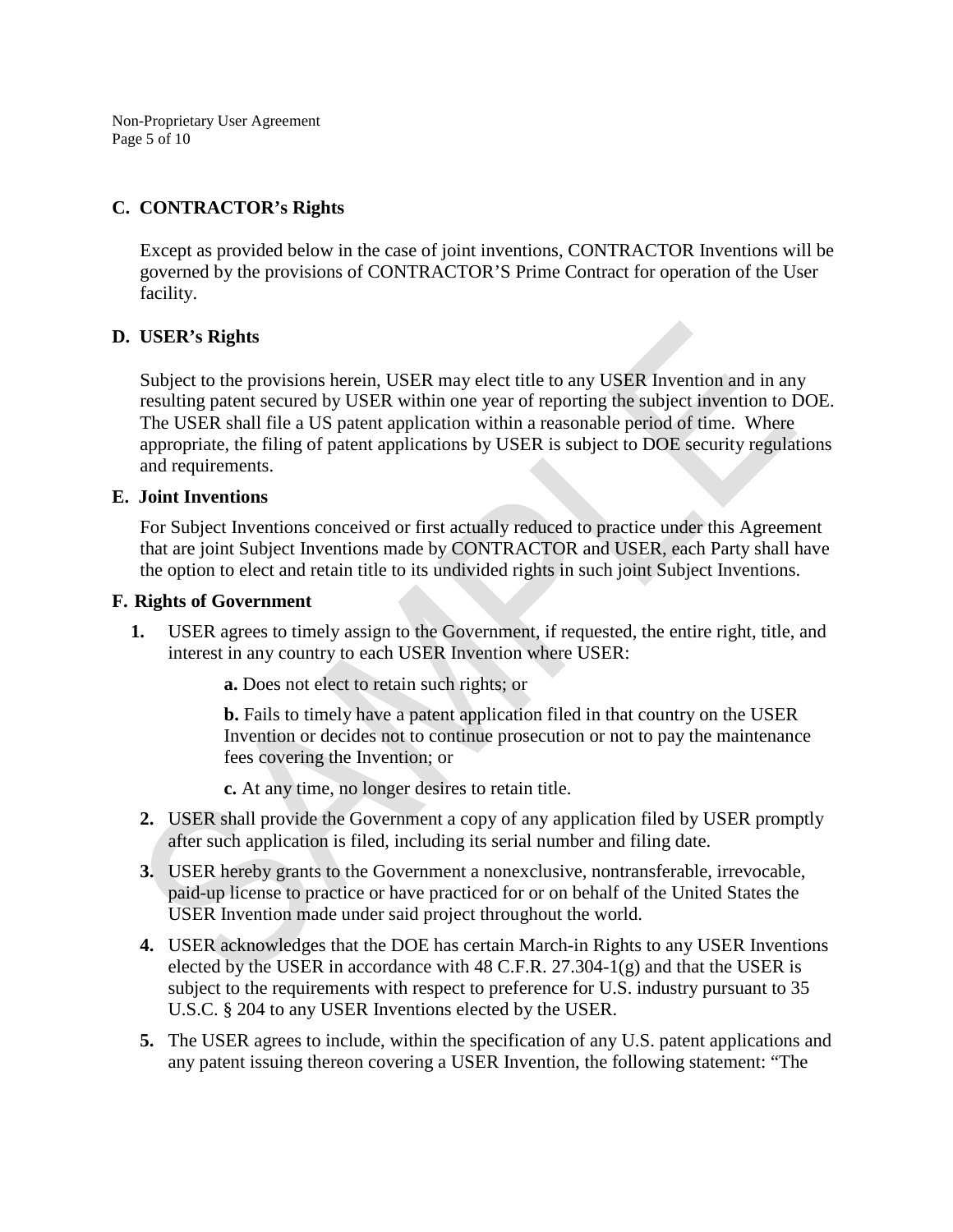## C. CONTRACTOR's Rights

Except as provided below in the case of joint inventions, CONTRACTOR Inventions will be governed by the provisions of CONTRACTOR'S Prime Contract for operation of the User facility.

## D. USER's Rights

Subject to the provisions herein, USER may elect title to any USER Invention and in any resulting patent secured by USER within one year of reporting the subject invention to DOE. The USER shall file a US patent application within a reasonable period of time. Where appropriate, the filing of patent applications by USER is subject to DOE security regulations and requirements.

## E. Joint Inventions

For Subject Inventions conceived or first actually reduced to practice under this Agreement that are joint Subject Inventions made by CONTRACTOR and USER, each Party shall have the option to elect and retain title to its undivided rights in such joint Subject Inventions.

## F. Rights of Government

1. USER agrees to timely assign to the Government, if requested, the entire right, title, and interest in any country to each USER Invention where USER:

   **a.** Does not elect to retain such rights; or

   **b.** Fails to timely have a patent application filed in that country on the USER Invention or decides not to continue prosecution or not to pay the maintenance fees covering the Invention; or

   **c.** At any time, no longer desires to retain title.

2. USER shall provide the Government a copy of any application filed by USER promptly after such application is filed, including its serial number and filing date.

3. USER hereby grants to the Government a nonexclusive, nontransferable, irrevocable, paid-up license to practice or have practiced for or on behalf of the United States the USER Invention made under said project throughout the world.

4. USER acknowledges that the DOE has certain March-in Rights to any USER Inventions elected by the USER in accordance with 48 C.F.R. 27.304-1(g) and that the USER is subject to the requirements with respect to preference for U.S. industry pursuant to 35 U.S.C. § 204 to any USER Inventions elected by the USER.

5. The USER agrees to include, within the specification of any U.S. patent applications and any patent issuing thereon covering a USER Invention, the following statement: "The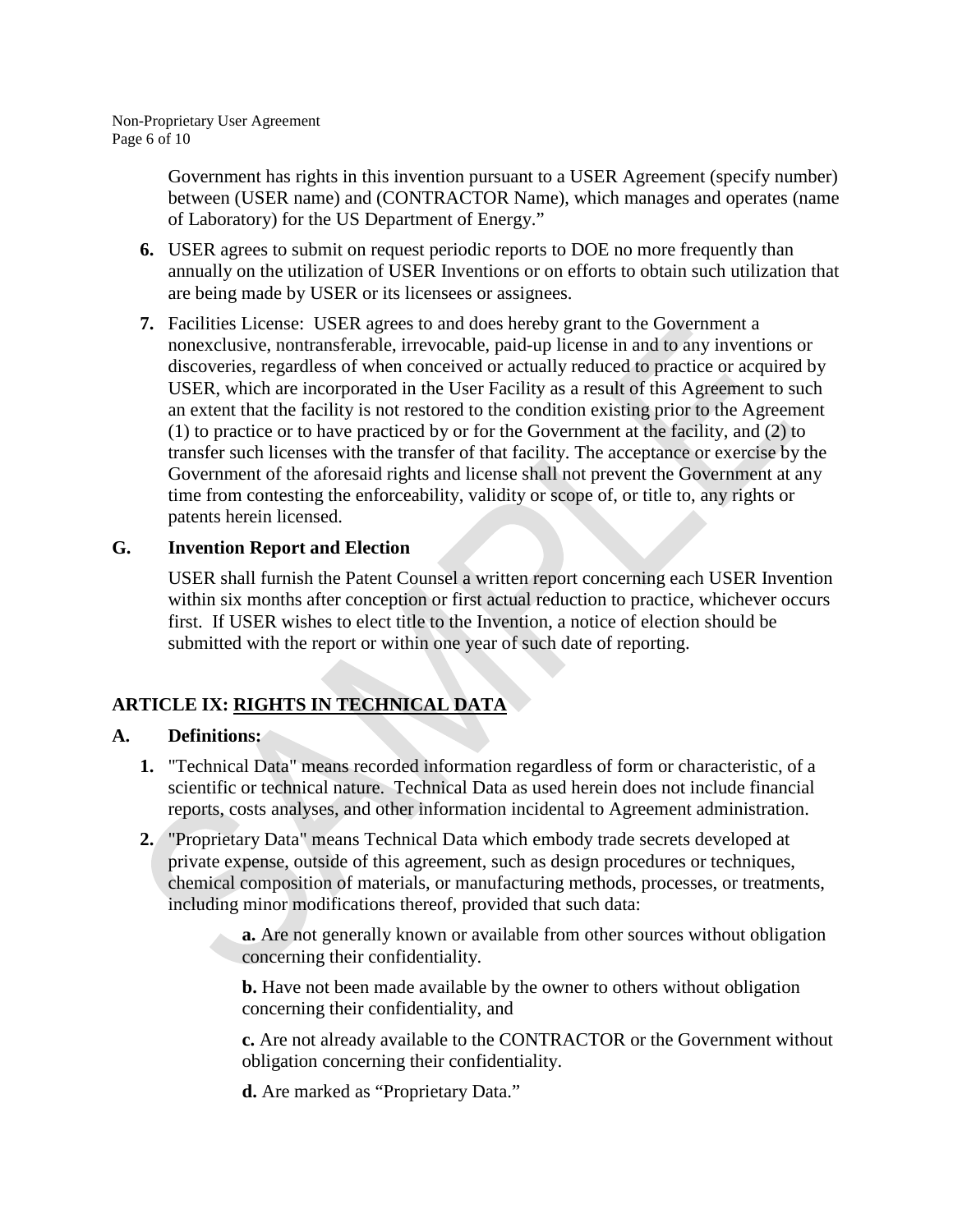Government has rights in this invention pursuant to a USER Agreement (specify number) between (USER name) and (CONTRACTOR Name), which manages and operates (name of Laboratory) for the US Department of Energy."

6. USER agrees to submit on request periodic reports to DOE no more frequently than annually on the utilization of USER Inventions or on efforts to obtain such utilization that are being made by USER or its licensees or assignees.

7. Facilities License: USER agrees to and does hereby grant to the Government a nonexclusive, nontransferable, irrevocable, paid-up license in and to any inventions or discoveries, regardless of when conceived or actually reduced to practice or acquired by USER, which are incorporated in the User Facility as a result of this Agreement to such an extent that the facility is not restored to the condition existing prior to the Agreement (1) to practice or to have practiced by or for the Government at the facility, and (2) to transfer such licenses with the transfer of that facility. The acceptance or exercise by the Government of the aforesaid rights and license shall not prevent the Government at any time from contesting the enforceability, validity or scope of, or title to, any rights or patents herein licensed.

**G. Invention Report and Election**

USER shall furnish the Patent Counsel a written report concerning each USER Invention within six months after conception or first actual reduction to practice, whichever occurs first. If USER wishes to elect title to the Invention, a notice of election should be submitted with the report or within one year of such date of reporting.

## ARTICLE IX: RIGHTS IN TECHNICAL DATA

**A. Definitions:**

1. "Technical Data" means recorded information regardless of form or characteristic, of a scientific or technical nature. Technical Data as used herein does not include financial reports, costs analyses, and other information incidental to Agreement administration.

2. "Proprietary Data" means Technical Data which embody trade secrets developed at private expense, outside of this agreement, such as design procedures or techniques, chemical composition of materials, or manufacturing methods, processes, or treatments, including minor modifications thereof, provided that such data:

   **a.** Are not generally known or available from other sources without obligation concerning their confidentiality.

   **b.** Have not been made available by the owner to others without obligation concerning their confidentiality, and

   **c.** Are not already available to the CONTRACTOR or the Government without obligation concerning their confidentiality.

   **d.** Are marked as "Proprietary Data."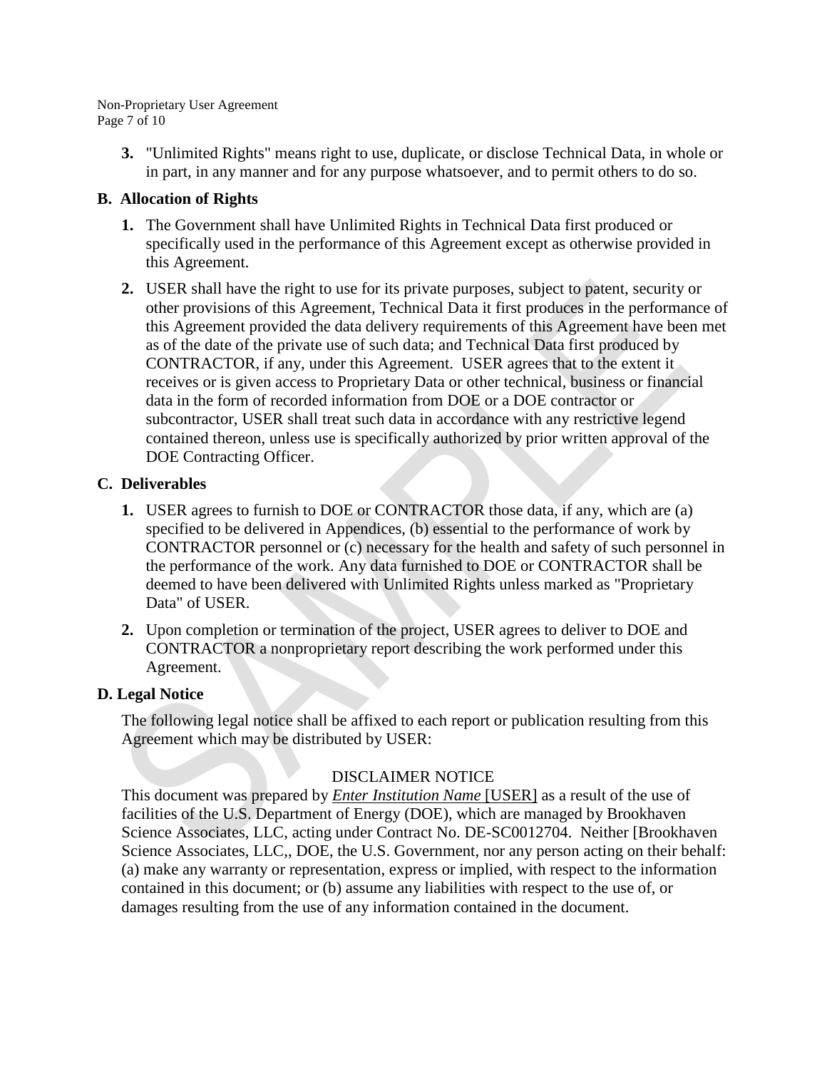3. "Unlimited Rights" means right to use, duplicate, or disclose Technical Data, in whole or in part, in any manner and for any purpose whatsoever, and to permit others to do so.

**B. Allocation of Rights**

1. The Government shall have Unlimited Rights in Technical Data first produced or specifically used in the performance of this Agreement except as otherwise provided in this Agreement.
2. USER shall have the right to use for its private purposes, subject to patent, security or other provisions of this Agreement, Technical Data it first produces in the performance of this Agreement provided the data delivery requirements of this Agreement have been met as of the date of the private use of such data; and Technical Data first produced by CONTRACTOR, if any, under this Agreement. USER agrees that to the extent it receives or is given access to Proprietary Data or other technical, business or financial data in the form of recorded information from DOE or a DOE contractor or subcontractor, USER shall treat such data in accordance with any restrictive legend contained thereon, unless use is specifically authorized by prior written approval of the DOE Contracting Officer.

**C. Deliverables**

1. USER agrees to furnish to DOE or CONTRACTOR those data, if any, which are (a) specified to be delivered in Appendices, (b) essential to the performance of work by CONTRACTOR personnel or (c) necessary for the health and safety of such personnel in the performance of the work. Any data furnished to DOE or CONTRACTOR shall be deemed to have been delivered with Unlimited Rights unless marked as "Proprietary Data" of USER.
2. Upon completion or termination of the project, USER agrees to deliver to DOE and CONTRACTOR a nonproprietary report describing the work performed under this Agreement.

**D. Legal Notice**

The following legal notice shall be affixed to each report or publication resulting from this Agreement which may be distributed by USER:

DISCLAIMER NOTICE

This document was prepared by *Enter Institution Name* [USER] as a result of the use of facilities of the U.S. Department of Energy (DOE), which are managed by Brookhaven Science Associates, LLC, acting under Contract No. DE-SC0012704. Neither [Brookhaven Science Associates, LLC,, DOE, the U.S. Government, nor any person acting on their behalf: (a) make any warranty or representation, express or implied, with respect to the information contained in this document; or (b) assume any liabilities with respect to the use of, or damages resulting from the use of any information contained in the document.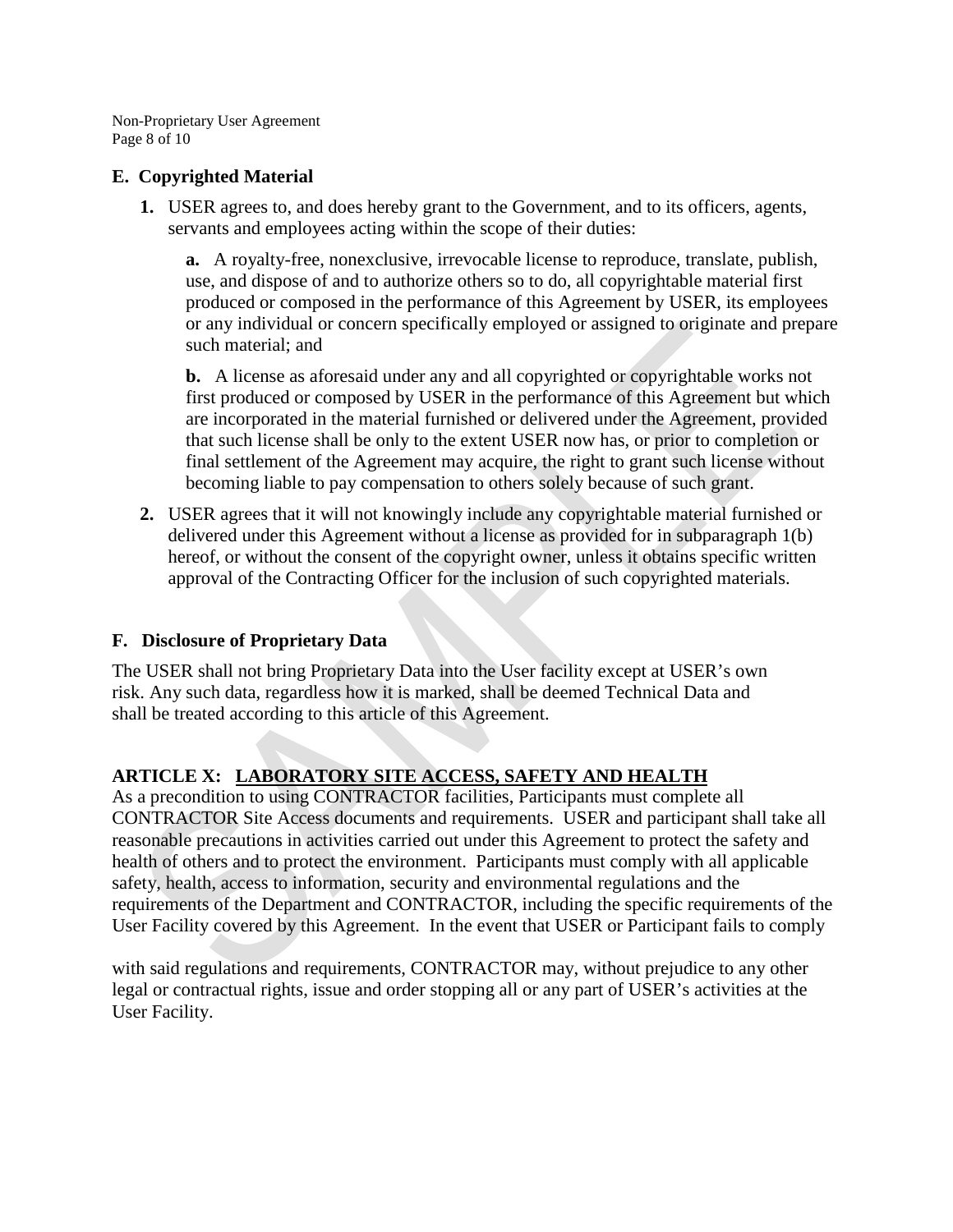## E. Copyrighted Material

**1.** USER agrees to, and does hereby grant to the Government, and to its officers, agents, servants and employees acting within the scope of their duties:

**a.** A royalty-free, nonexclusive, irrevocable license to reproduce, translate, publish, use, and dispose of and to authorize others so to do, all copyrightable material first produced or composed in the performance of this Agreement by USER, its employees or any individual or concern specifically employed or assigned to originate and prepare such material; and

**b.** A license as aforesaid under any and all copyrighted or copyrightable works not first produced or composed by USER in the performance of this Agreement but which are incorporated in the material furnished or delivered under the Agreement, provided that such license shall be only to the extent USER now has, or prior to completion or final settlement of the Agreement may acquire, the right to grant such license without becoming liable to pay compensation to others solely because of such grant.

**2.** USER agrees that it will not knowingly include any copyrightable material furnished or delivered under this Agreement without a license as provided for in subparagraph 1(b) hereof, or without the consent of the copyright owner, unless it obtains specific written approval of the Contracting Officer for the inclusion of such copyrighted materials.

## F. Disclosure of Proprietary Data

The USER shall not bring Proprietary Data into the User facility except at USER's own risk. Any such data, regardless how it is marked, shall be deemed Technical Data and shall be treated according to this article of this Agreement.

## ARTICLE X: LABORATORY SITE ACCESS, SAFETY AND HEALTH

As a precondition to using CONTRACTOR facilities, Participants must complete all CONTRACTOR Site Access documents and requirements. USER and participant shall take all reasonable precautions in activities carried out under this Agreement to protect the safety and health of others and to protect the environment. Participants must comply with all applicable safety, health, access to information, security and environmental regulations and the requirements of the Department and CONTRACTOR, including the specific requirements of the User Facility covered by this Agreement. In the event that USER or Participant fails to comply with said regulations and requirements, CONTRACTOR may, without prejudice to any other legal or contractual rights, issue and order stopping all or any part of USER's activities at the User Facility.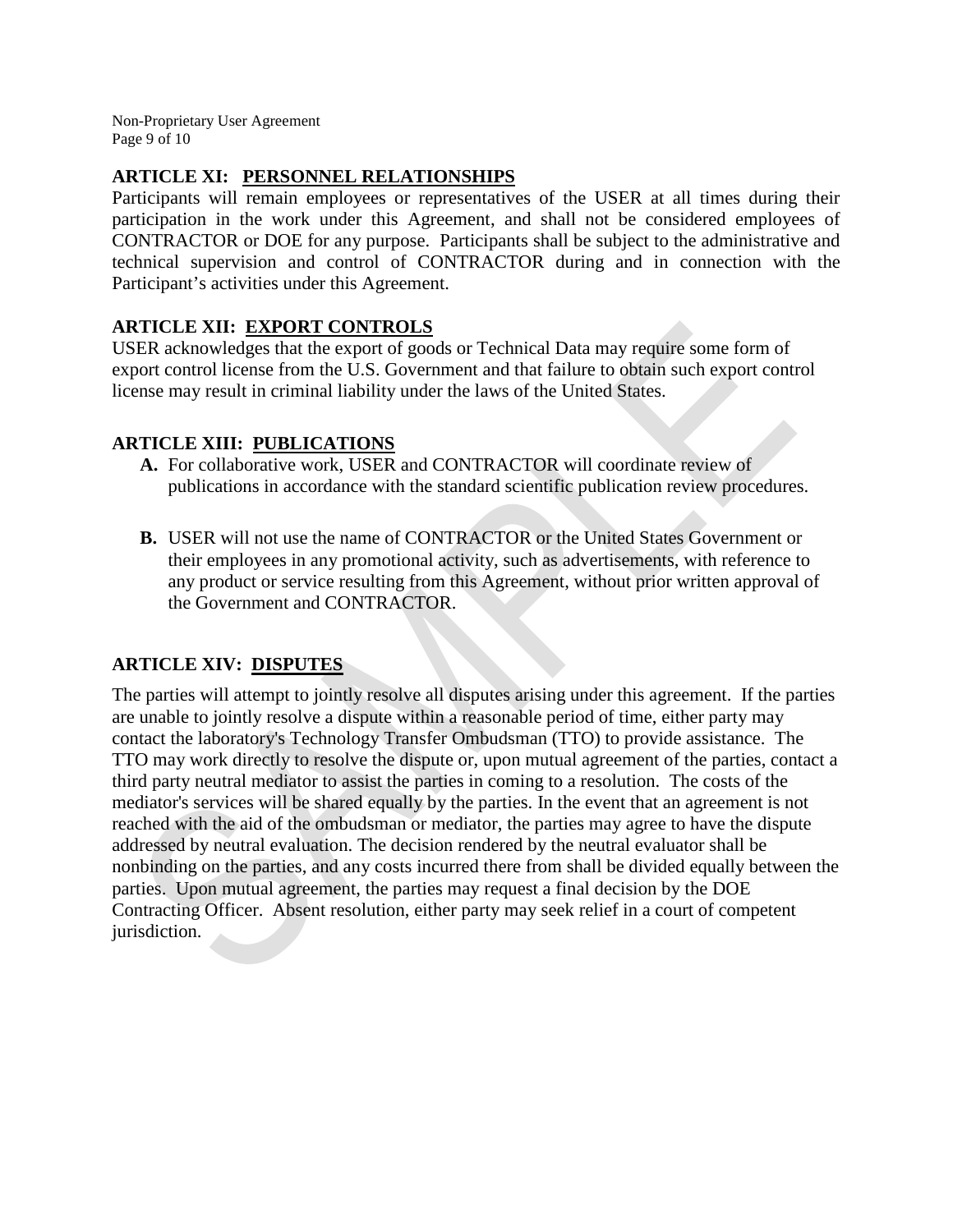## ARTICLE XI: PERSONNEL RELATIONSHIPS

Participants will remain employees or representatives of the USER at all times during their participation in the work under this Agreement, and shall not be considered employees of CONTRACTOR or DOE for any purpose. Participants shall be subject to the administrative and technical supervision and control of CONTRACTOR during and in connection with the Participant's activities under this Agreement.

## ARTICLE XII: EXPORT CONTROLS

USER acknowledges that the export of goods or Technical Data may require some form of export control license from the U.S. Government and that failure to obtain such export control license may result in criminal liability under the laws of the United States.

## ARTICLE XIII: PUBLICATIONS

**A.** For collaborative work, USER and CONTRACTOR will coordinate review of publications in accordance with the standard scientific publication review procedures.

**B.** USER will not use the name of CONTRACTOR or the United States Government or their employees in any promotional activity, such as advertisements, with reference to any product or service resulting from this Agreement, without prior written approval of the Government and CONTRACTOR.

## ARTICLE XIV: DISPUTES

The parties will attempt to jointly resolve all disputes arising under this agreement. If the parties are unable to jointly resolve a dispute within a reasonable period of time, either party may contact the laboratory's Technology Transfer Ombudsman (TTO) to provide assistance. The TTO may work directly to resolve the dispute or, upon mutual agreement of the parties, contact a third party neutral mediator to assist the parties in coming to a resolution. The costs of the mediator's services will be shared equally by the parties. In the event that an agreement is not reached with the aid of the ombudsman or mediator, the parties may agree to have the dispute addressed by neutral evaluation. The decision rendered by the neutral evaluator shall be nonbinding on the parties, and any costs incurred there from shall be divided equally between the parties. Upon mutual agreement, the parties may request a final decision by the DOE Contracting Officer. Absent resolution, either party may seek relief in a court of competent jurisdiction.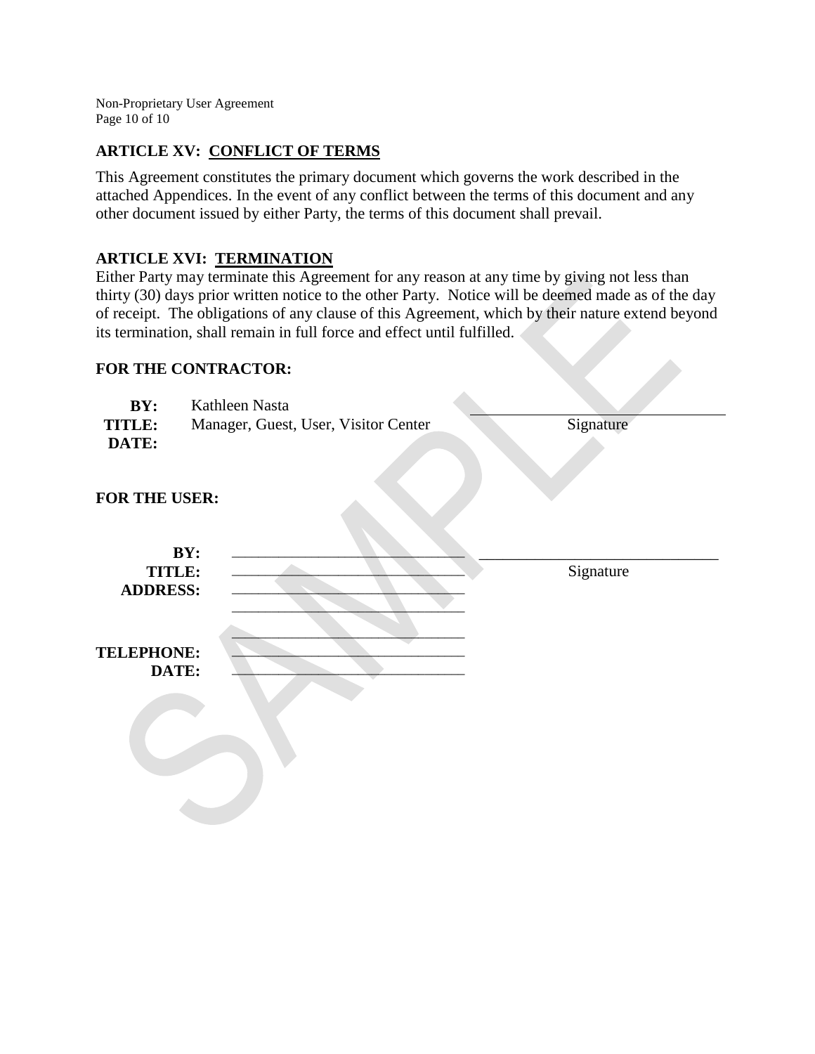## ARTICLE XV: CONFLICT OF TERMS

This Agreement constitutes the primary document which governs the work described in the attached Appendices. In the event of any conflict between the terms of this document and any other document issued by either Party, the terms of this document shall prevail.

## ARTICLE XVI: TERMINATION

Either Party may terminate this Agreement for any reason at any time by giving not less than thirty (30) days prior written notice to the other Party. Notice will be deemed made as of the day of receipt. The obligations of any clause of this Agreement, which by their nature extend beyond its termination, shall remain in full force and effect until fulfilled.

**FOR THE CONTRACTOR:**

**BY:** Kathleen Nasta ______________________________
**TITLE:** Manager, Guest, User, Visitor Center Signature
**DATE:**

**FOR THE USER:**

**BY:** ______________________________ ______________________________
**TITLE:** ______________________________ Signature
**ADDRESS:** ______________________________
______________________________
______________________________
**TELEPHONE:** ______________________________
**DATE:** ______________________________

SAMPLE